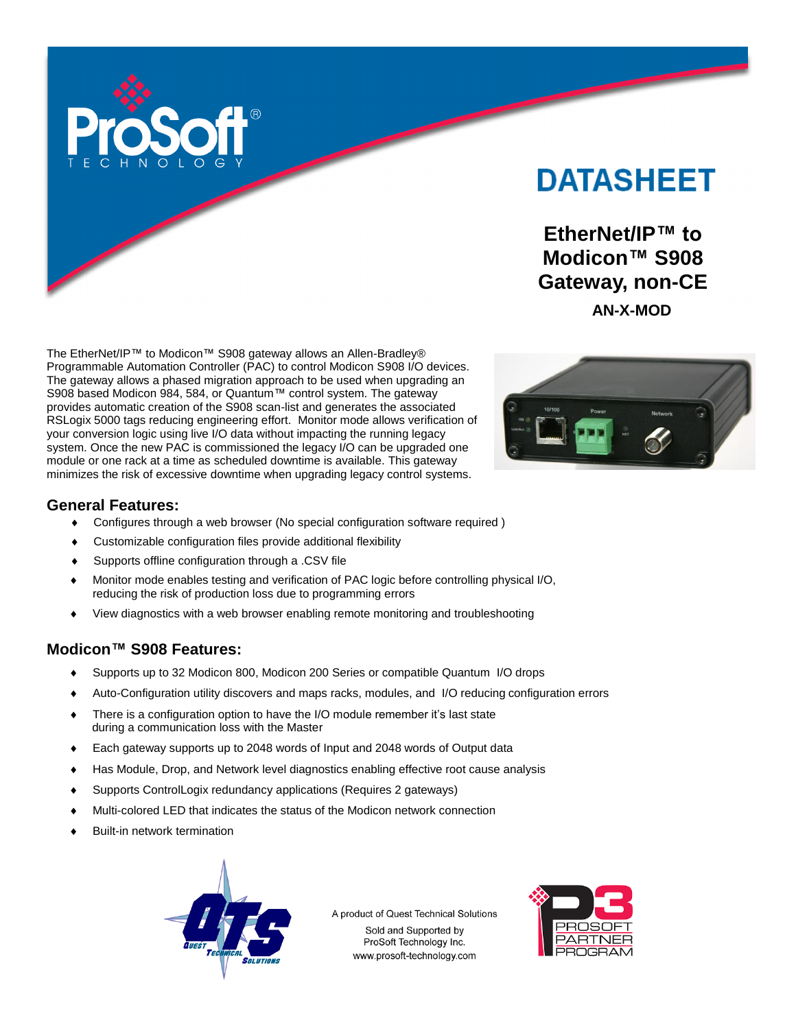# DATASHEET

## EtherNet/IP™ to Modicon™ S908 Gateway, non-CE

**AN-X-MOD**

The EtherNet/IP™ to Modicon™ S908 gateway allows an Allen-Bradley® Programmable Automation Controller (PAC) to control Modicon S908 I/O devices. The gateway allows a phased migration approach to be used when upgrading an S908 based Modicon 984, 584, or Quantum™ control system. The gateway provides automatic creation of the S908 scan-list and generates the associated RSLogix 5000 tags reducing engineering effort. Monitor mode allows verification of your conversion logic using live I/O data without impacting the running legacy system. Once the new PAC is commissioned the legacy I/O can be upgraded one module or one rack at a time as scheduled downtime is available. This gateway minimizes the risk of excessive downtime when upgrading legacy control systems.

## General Features:

- Configures through a web browser (No special configuration software required )
- Customizable configuration files provide additional flexibility
- Supports offline configuration through a .CSV file
- Monitor mode enables testing and verification of PAC logic before controlling physical I/O, reducing the risk of production loss due to programming errors
- View diagnostics with a web browser enabling remote monitoring and troubleshooting

## Modicon™ S908 Features:

- Supports up to 32 Modicon 800, Modicon 200 Series or compatible Quantum I/O drops
- Auto-Configuration utility discovers and maps racks, modules, and I/O reducing configuration errors
- There is a configuration option to have the I/O module remember it's last state during a communication loss with the Master
- Each gateway supports up to 2048 words of Input and 2048 words of Output data
- Has Module, Drop, and Network level diagnostics enabling effective root cause analysis
- Supports ControlLogix redundancy applications (Requires 2 gateways)
- Multi-colored LED that indicates the status of the Modicon network connection
- Built-in network termination

A product of Quest Technical Solutions
Sold and Supported by
ProSoft Technology Inc.
www.prosoft-technology.com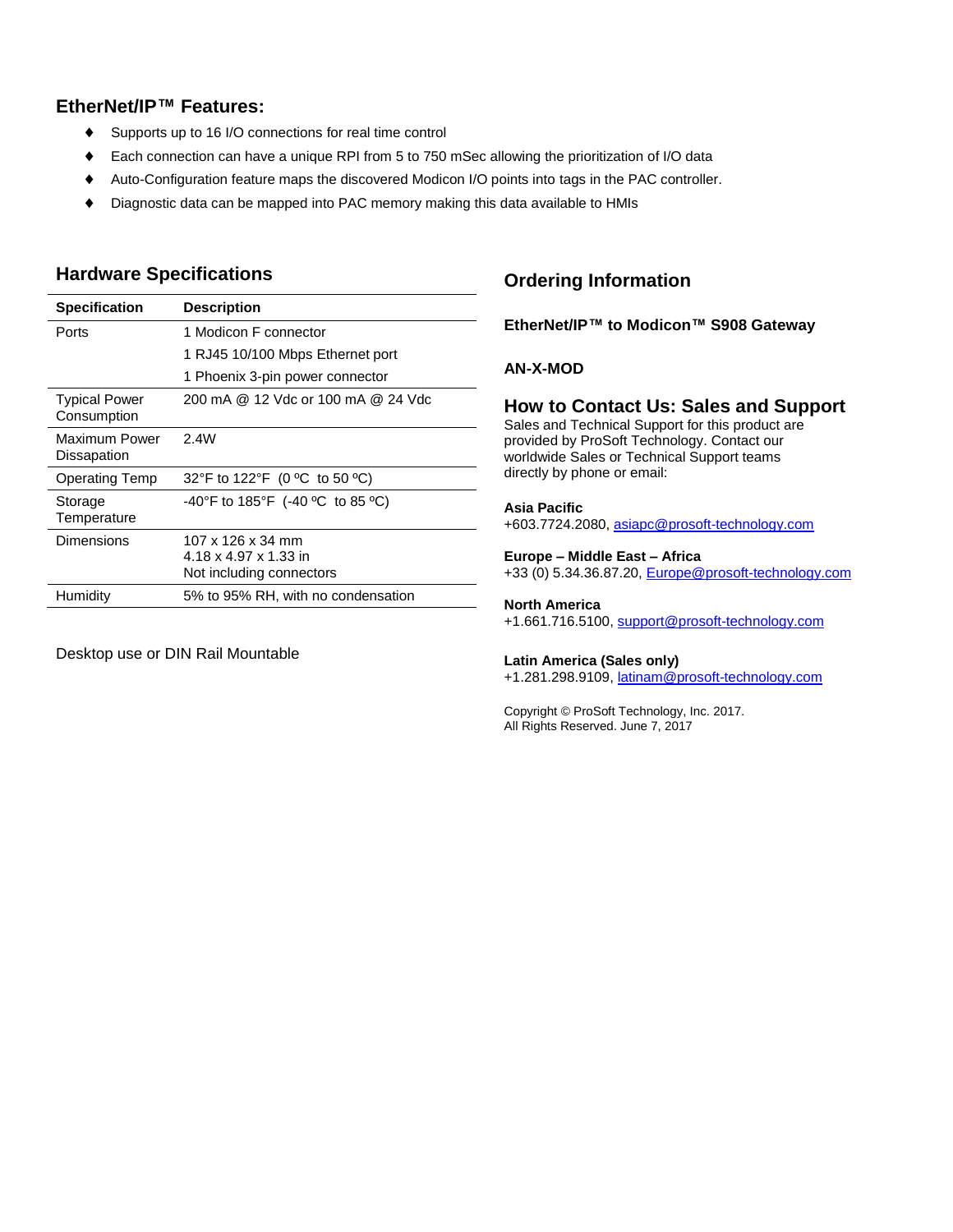## EtherNet/IP™ Features:

- Supports up to 16 I/O connections for real time control
- Each connection can have a unique RPI from 5 to 750 mSec allowing the prioritization of I/O data
- Auto-Configuration feature maps the discovered Modicon I/O points into tags in the PAC controller.
- Diagnostic data can be mapped into PAC memory making this data available to HMIs

## Hardware Specifications

| Specification | Description |
|---|---|
| Ports | 1 Modicon F connector<br>1 RJ45 10/100 Mbps Ethernet port<br>1 Phoenix 3-pin power connector |
| Typical Power Consumption | 200 mA @ 12 Vdc or 100 mA @ 24 Vdc |
| Maximum Power Dissapation | 2.4W |
| Operating Temp | 32°F to 122°F (0 ºC to 50 ºC) |
| Storage Temperature | -40°F to 185°F (-40 ºC to 85 ºC) |
| Dimensions | 107 x 126 x 34 mm<br>4.18 x 4.97 x 1.33 in<br>Not including connectors |
| Humidity | 5% to 95% RH, with no condensation |

Desktop use or DIN Rail Mountable

## Ordering Information

**EtherNet/IP™ to Modicon™ S908 Gateway**

**AN-X-MOD**

## How to Contact Us: Sales and Support

Sales and Technical Support for this product are provided by ProSoft Technology. Contact our worldwide Sales or Technical Support teams directly by phone or email:

**Asia Pacific**
+603.7724.2080, asiapc@prosoft-technology.com

**Europe – Middle East – Africa**
+33 (0) 5.34.36.87.20, Europe@prosoft-technology.com

**North America**
+1.661.716.5100, support@prosoft-technology.com

**Latin America (Sales only)**
+1.281.298.9109, latinam@prosoft-technology.com

Copyright © ProSoft Technology, Inc. 2017.
All Rights Reserved. June 7, 2017